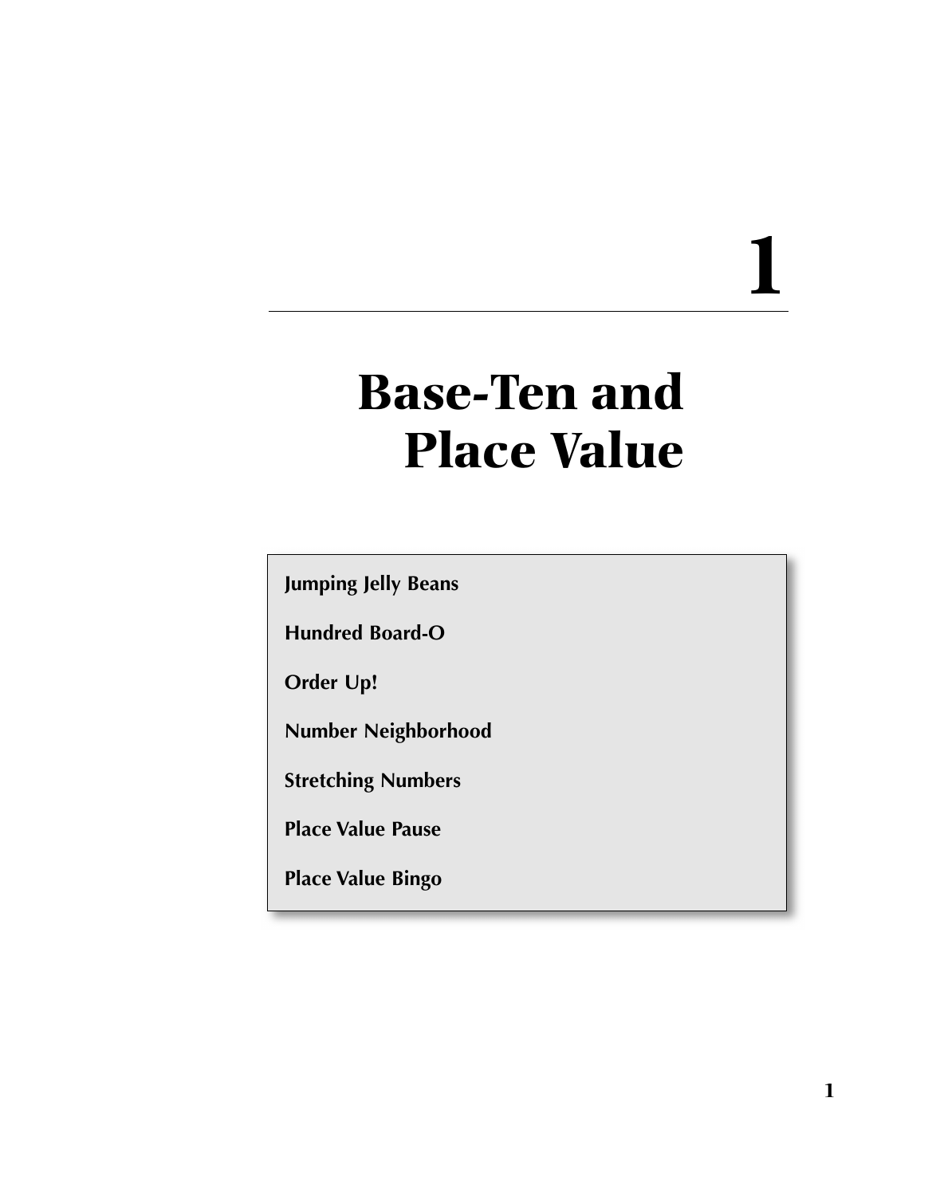# 1

# Base-Ten and Place Value

- Jumping Jelly Beans
- Hundred Board-O
- Order Up!
- Number Neighborhood
- Stretching Numbers
- Place Value Pause
- Place Value Bingo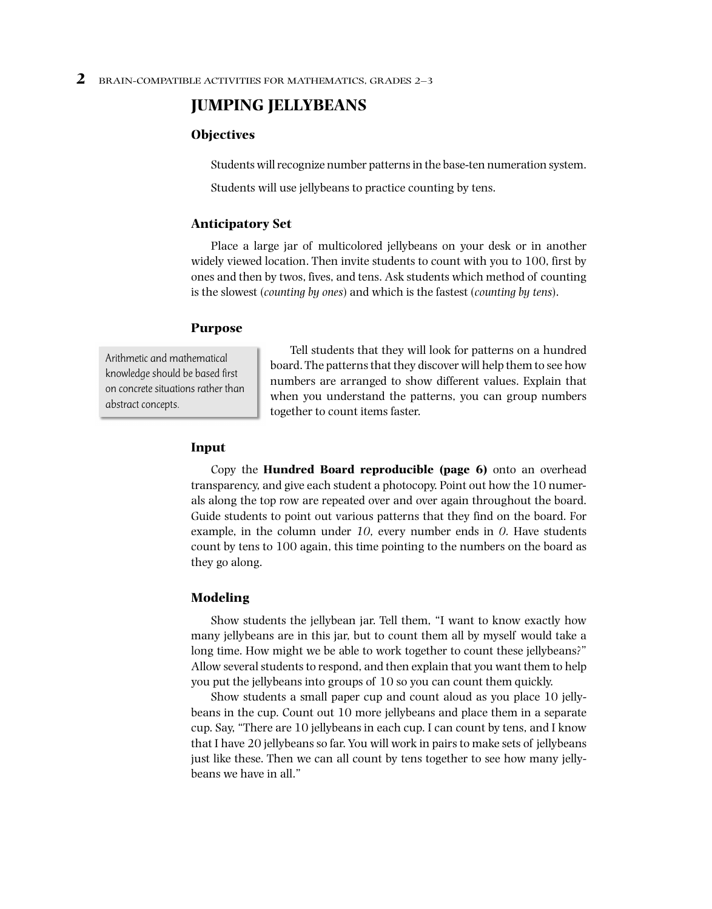## JUMPING JELLYBEANS

### Objectives

Students will recognize number patterns in the base-ten numeration system.

Students will use jellybeans to practice counting by tens.

### Anticipatory Set

Place a large jar of multicolored jellybeans on your desk or in another widely viewed location. Then invite students to count with you to 100, first by ones and then by twos, fives, and tens. Ask students which method of counting is the slowest (*counting by ones*) and which is the fastest (*counting by tens*).

### Purpose

> Arithmetic and mathematical knowledge should be based first on concrete situations rather than abstract concepts.

Tell students that they will look for patterns on a hundred board. The patterns that they discover will help them to see how numbers are arranged to show different values. Explain that when you understand the patterns, you can group numbers together to count items faster.

### Input

Copy the **Hundred Board reproducible (page 6)** onto an overhead transparency, and give each student a photocopy. Point out how the 10 numerals along the top row are repeated over and over again throughout the board. Guide students to point out various patterns that they find on the board. For example, in the column under *10,* every number ends in *0.* Have students count by tens to 100 again, this time pointing to the numbers on the board as they go along.

### Modeling

Show students the jellybean jar. Tell them, "I want to know exactly how many jellybeans are in this jar, but to count them all by myself would take a long time. How might we be able to work together to count these jellybeans?" Allow several students to respond, and then explain that you want them to help you put the jellybeans into groups of 10 so you can count them quickly.

Show students a small paper cup and count aloud as you place 10 jellybeans in the cup. Count out 10 more jellybeans and place them in a separate cup. Say, "There are 10 jellybeans in each cup. I can count by tens, and I know that I have 20 jellybeans so far. You will work in pairs to make sets of jellybeans just like these. Then we can all count by tens together to see how many jellybeans we have in all."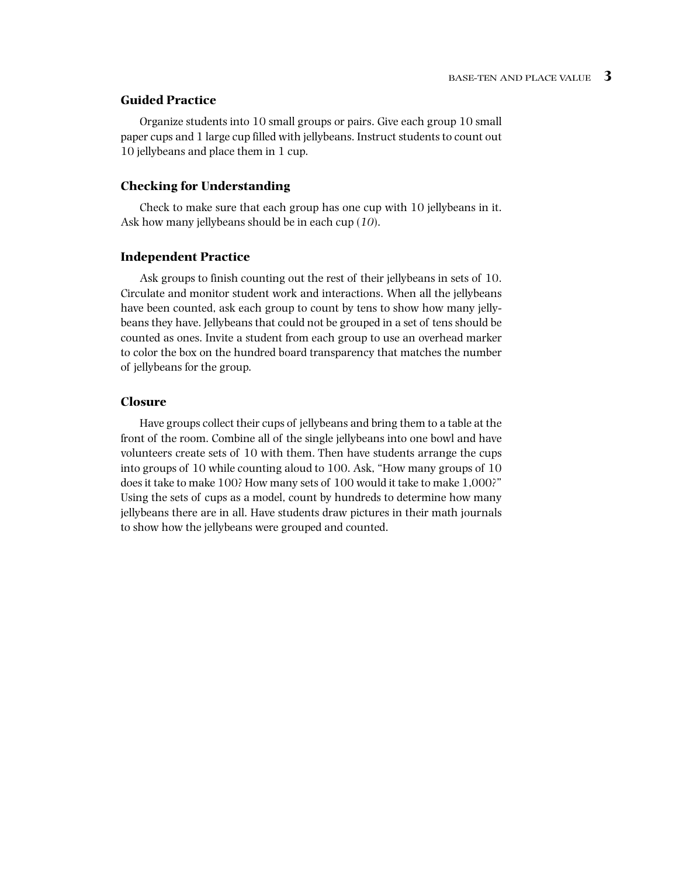### Guided Practice

Organize students into 10 small groups or pairs. Give each group 10 small paper cups and 1 large cup filled with jellybeans. Instruct students to count out 10 jellybeans and place them in 1 cup.

### Checking for Understanding

Check to make sure that each group has one cup with 10 jellybeans in it. Ask how many jellybeans should be in each cup (*10*).

### Independent Practice

Ask groups to finish counting out the rest of their jellybeans in sets of 10. Circulate and monitor student work and interactions. When all the jellybeans have been counted, ask each group to count by tens to show how many jellybeans they have. Jellybeans that could not be grouped in a set of tens should be counted as ones. Invite a student from each group to use an overhead marker to color the box on the hundred board transparency that matches the number of jellybeans for the group.

### Closure

Have groups collect their cups of jellybeans and bring them to a table at the front of the room. Combine all of the single jellybeans into one bowl and have volunteers create sets of 10 with them. Then have students arrange the cups into groups of 10 while counting aloud to 100. Ask, "How many groups of 10 does it take to make 100? How many sets of 100 would it take to make 1,000?" Using the sets of cups as a model, count by hundreds to determine how many jellybeans there are in all. Have students draw pictures in their math journals to show how the jellybeans were grouped and counted.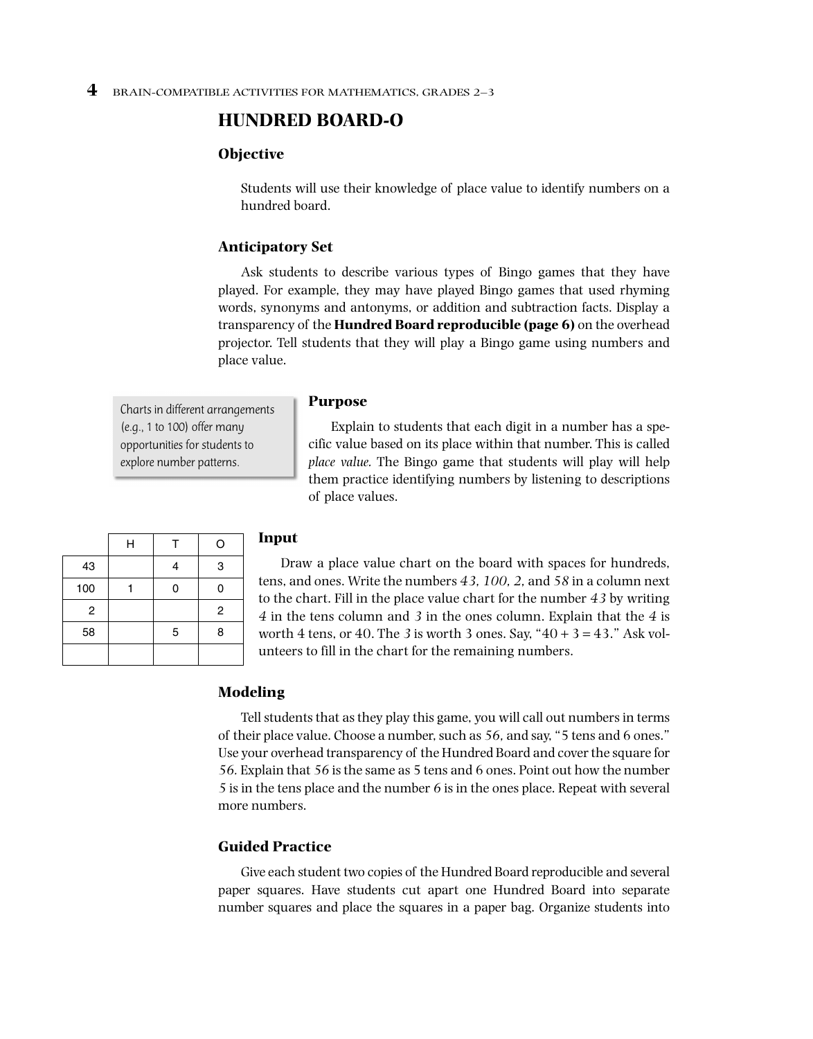## HUNDRED BOARD-O

### Objective

Students will use their knowledge of place value to identify numbers on a hundred board.

### Anticipatory Set

Ask students to describe various types of Bingo games that they have played. For example, they may have played Bingo games that used rhyming words, synonyms and antonyms, or addition and subtraction facts. Display a transparency of the **Hundred Board reproducible (page 6)** on the overhead projector. Tell students that they will play a Bingo game using numbers and place value.

> Charts in different arrangements (e.g., 1 to 100) offer many opportunities for students to explore number patterns.

### Purpose

Explain to students that each digit in a number has a specific value based on its place within that number. This is called *place value.* The Bingo game that students will play will help them practice identifying numbers by listening to descriptions of place values.

|  | H | T | O |
|---|---|---|---|
| 43 |  | 4 | 3 |
| 100 | 1 | 0 | 0 |
| 2 |  |  | 2 |
| 58 |  | 5 | 8 |
|  |  |  |  |

### Input

Draw a place value chart on the board with spaces for hundreds, tens, and ones. Write the numbers *43, 100, 2,* and *58* in a column next to the chart. Fill in the place value chart for the number *43* by writing *4* in the tens column and *3* in the ones column. Explain that the *4* is worth 4 tens, or 40. The *3* is worth 3 ones. Say, "40 + 3 = 43." Ask volunteers to fill in the chart for the remaining numbers.

### Modeling

Tell students that as they play this game, you will call out numbers in terms of their place value. Choose a number, such as 56, and say, "5 tens and 6 ones." Use your overhead transparency of the Hundred Board and cover the square for *56.* Explain that 56 is the same as 5 tens and 6 ones. Point out how the number *5* is in the tens place and the number *6* is in the ones place. Repeat with several more numbers.

### Guided Practice

Give each student two copies of the Hundred Board reproducible and several paper squares. Have students cut apart one Hundred Board into separate number squares and place the squares in a paper bag. Organize students into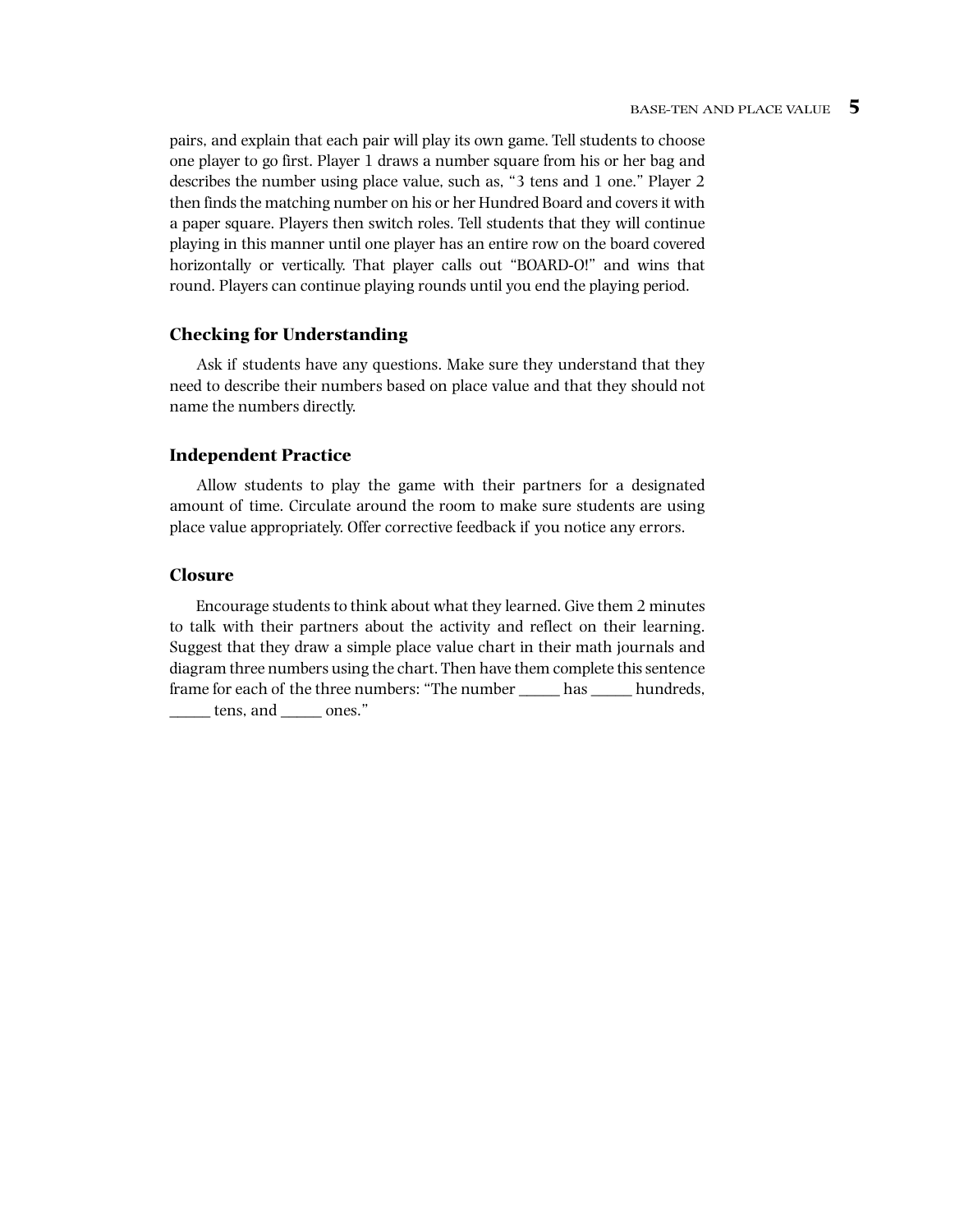pairs, and explain that each pair will play its own game. Tell students to choose one player to go first. Player 1 draws a number square from his or her bag and describes the number using place value, such as, "3 tens and 1 one." Player 2 then finds the matching number on his or her Hundred Board and covers it with a paper square. Players then switch roles. Tell students that they will continue playing in this manner until one player has an entire row on the board covered horizontally or vertically. That player calls out "BOARD-O!" and wins that round. Players can continue playing rounds until you end the playing period.

### Checking for Understanding

Ask if students have any questions. Make sure they understand that they need to describe their numbers based on place value and that they should not name the numbers directly.

### Independent Practice

Allow students to play the game with their partners for a designated amount of time. Circulate around the room to make sure students are using place value appropriately. Offer corrective feedback if you notice any errors.

### Closure

Encourage students to think about what they learned. Give them 2 minutes to talk with their partners about the activity and reflect on their learning. Suggest that they draw a simple place value chart in their math journals and diagram three numbers using the chart. Then have them complete this sentence frame for each of the three numbers: "The number _____ has _____ hundreds, _____ tens, and _____ ones."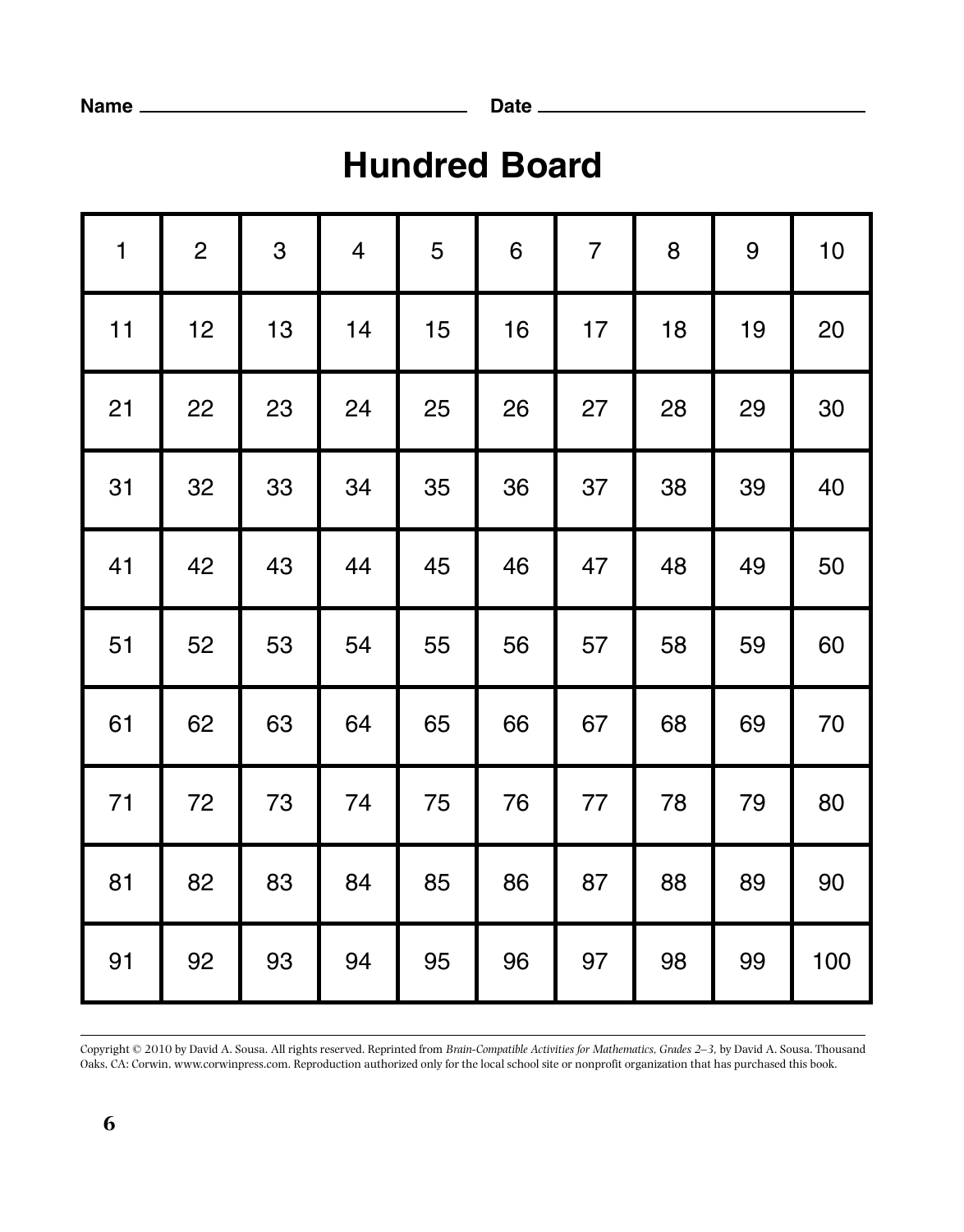Name ________________________________ Date ________________________________

# Hundred Board

| 1 | 2 | 3 | 4 | 5 | 6 | 7 | 8 | 9 | 10 |
|---|---|---|---|---|---|---|---|---|---|
| 11 | 12 | 13 | 14 | 15 | 16 | 17 | 18 | 19 | 20 |
| 21 | 22 | 23 | 24 | 25 | 26 | 27 | 28 | 29 | 30 |
| 31 | 32 | 33 | 34 | 35 | 36 | 37 | 38 | 39 | 40 |
| 41 | 42 | 43 | 44 | 45 | 46 | 47 | 48 | 49 | 50 |
| 51 | 52 | 53 | 54 | 55 | 56 | 57 | 58 | 59 | 60 |
| 61 | 62 | 63 | 64 | 65 | 66 | 67 | 68 | 69 | 70 |
| 71 | 72 | 73 | 74 | 75 | 76 | 77 | 78 | 79 | 80 |
| 81 | 82 | 83 | 84 | 85 | 86 | 87 | 88 | 89 | 90 |
| 91 | 92 | 93 | 94 | 95 | 96 | 97 | 98 | 99 | 100 |

Copyright © 2010 by David A. Sousa. All rights reserved. Reprinted from *Brain-Compatible Activities for Mathematics, Grades 2–3,* by David A. Sousa. Thousand Oaks, CA: Corwin, www.corwinpress.com. Reproduction authorized only for the local school site or nonprofit organization that has purchased this book.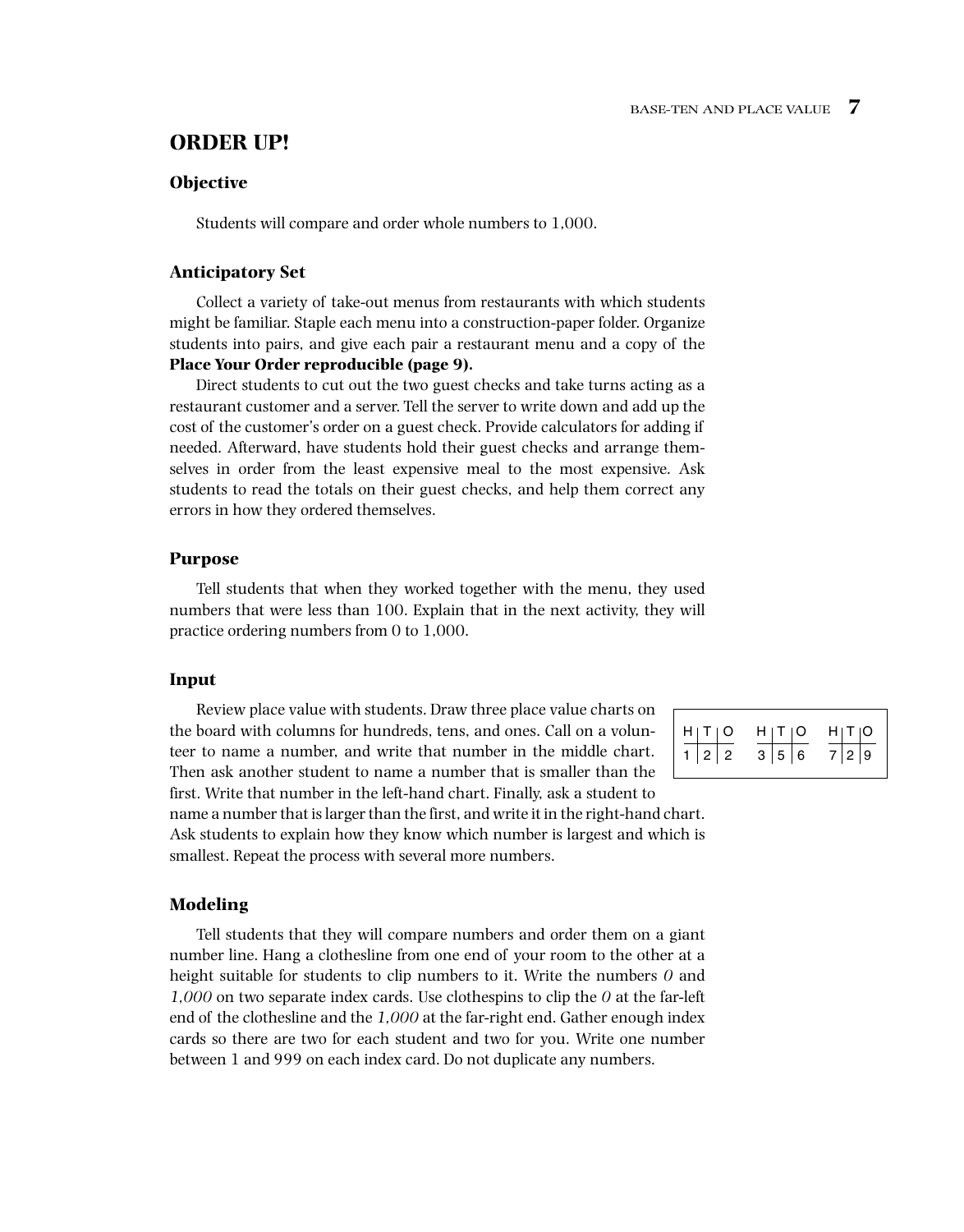# ORDER UP!

## Objective

Students will compare and order whole numbers to 1,000.

## Anticipatory Set

Collect a variety of take-out menus from restaurants with which students might be familiar. Staple each menu into a construction-paper folder. Organize students into pairs, and give each pair a restaurant menu and a copy of the **Place Your Order reproducible (page 9).**

Direct students to cut out the two guest checks and take turns acting as a restaurant customer and a server. Tell the server to write down and add up the cost of the customer's order on a guest check. Provide calculators for adding if needed. Afterward, have students hold their guest checks and arrange themselves in order from the least expensive meal to the most expensive. Ask students to read the totals on their guest checks, and help them correct any errors in how they ordered themselves.

## Purpose

Tell students that when they worked together with the menu, they used numbers that were less than 100. Explain that in the next activity, they will practice ordering numbers from 0 to 1,000.

## Input

Review place value with students. Draw three place value charts on the board with columns for hundreds, tens, and ones. Call on a volunteer to name a number, and write that number in the middle chart. Then ask another student to name a number that is smaller than the first. Write that number in the left-hand chart. Finally, ask a student to name a number that is larger than the first, and write it in the right-hand chart. Ask students to explain how they know which number is largest and which is smallest. Repeat the process with several more numbers.

| H | T | O |
|---|---|---|
| 1 | 2 | 2 |

| H | T | O |
|---|---|---|
| 3 | 5 | 6 |

| H | T | O |
|---|---|---|
| 7 | 2 | 9 |

## Modeling

Tell students that they will compare numbers and order them on a giant number line. Hang a clothesline from one end of your room to the other at a height suitable for students to clip numbers to it. Write the numbers *0* and *1,000* on two separate index cards. Use clothespins to clip the *0* at the far-left end of the clothesline and the *1,000* at the far-right end. Gather enough index cards so there are two for each student and two for you. Write one number between 1 and 999 on each index card. Do not duplicate any numbers.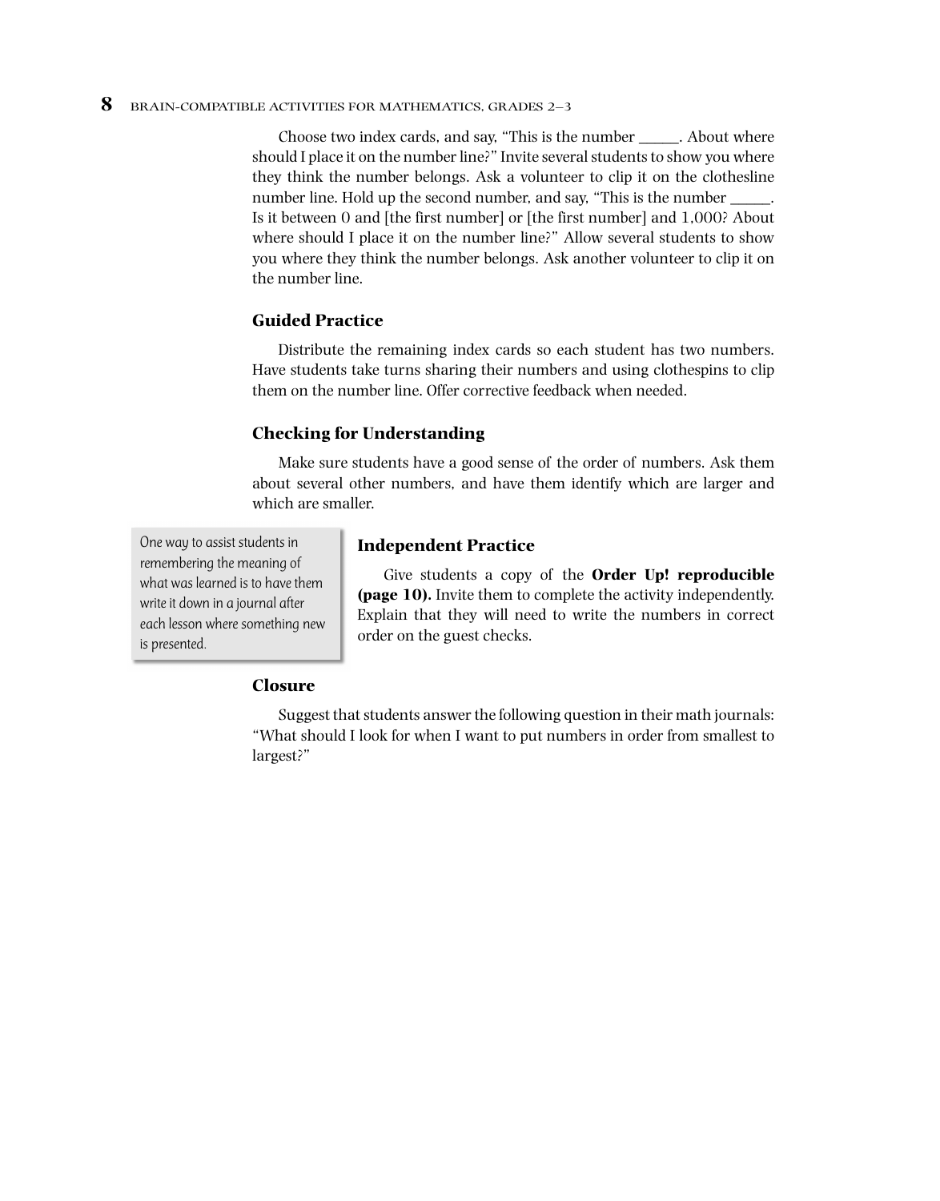Choose two index cards, and say, "This is the number _____. About where should I place it on the number line?" Invite several students to show you where they think the number belongs. Ask a volunteer to clip it on the clothesline number line. Hold up the second number, and say, "This is the number _____. Is it between 0 and [the first number] or [the first number] and 1,000? About where should I place it on the number line?" Allow several students to show you where they think the number belongs. Ask another volunteer to clip it on the number line.

### Guided Practice

Distribute the remaining index cards so each student has two numbers. Have students take turns sharing their numbers and using clothespins to clip them on the number line. Offer corrective feedback when needed.

### Checking for Understanding

Make sure students have a good sense of the order of numbers. Ask them about several other numbers, and have them identify which are larger and which are smaller.

*One way to assist students in remembering the meaning of what was learned is to have them write it down in a journal after each lesson where something new is presented.*

### Independent Practice

Give students a copy of the **Order Up! reproducible (page 10).** Invite them to complete the activity independently. Explain that they will need to write the numbers in correct order on the guest checks.

### Closure

Suggest that students answer the following question in their math journals: "What should I look for when I want to put numbers in order from smallest to largest?"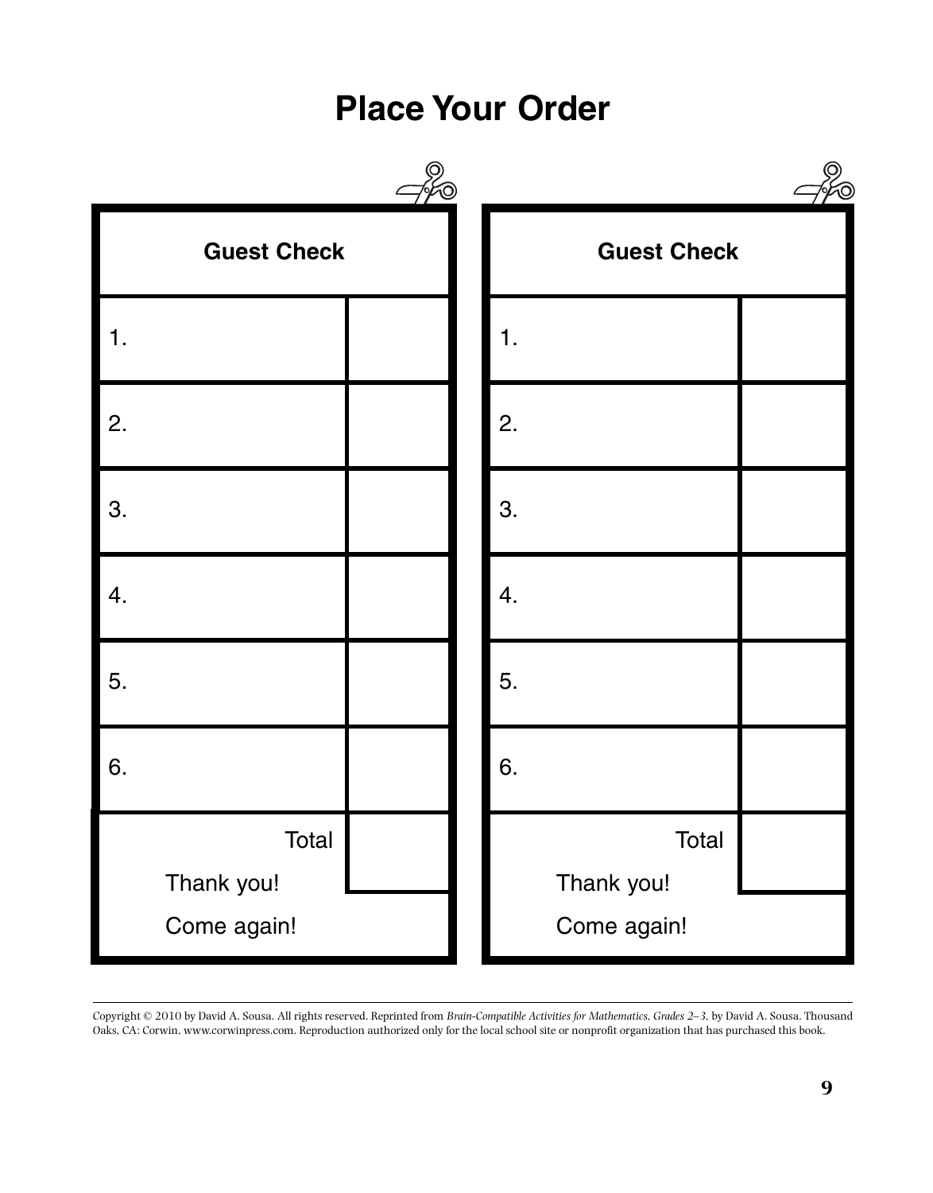# Place Your Order

| Guest Check | |
|---|---|
| 1. | |
| 2. | |
| 3. | |
| 4. | |
| 5. | |
| 6. | |
| Total | |
| Thank you! | |
| Come again! | |

| Guest Check | |
|---|---|
| 1. | |
| 2. | |
| 3. | |
| 4. | |
| 5. | |
| 6. | |
| Total | |
| Thank you! | |
| Come again! | |

Copyright © 2010 by David A. Sousa. All rights reserved. Reprinted from *Brain-Compatible Activities for Mathematics, Grades 2–3,* by David A. Sousa. Thousand Oaks, CA: Corwin, www.corwinpress.com. Reproduction authorized only for the local school site or nonprofit organization that has purchased this book.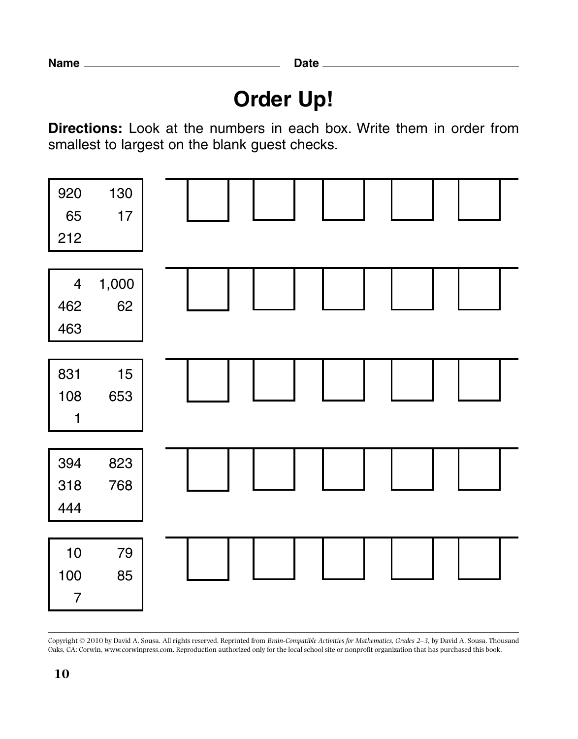Name ______________________ Date ______________________

# Order Up!

**Directions:** Look at the numbers in each box. Write them in order from smallest to largest on the blank guest checks.

| | | | | | | |
|---|---|---|---|---|---|---|
| 920, 130, 65, 17, 212 | | | | | | |
| 4, 1,000, 462, 62, 463 | | | | | | |
| 831, 15, 108, 653, 1 | | | | | | |
| 394, 823, 318, 768, 444 | | | | | | |
| 10, 79, 100, 85, 7 | | | | | | |

Copyright © 2010 by David A. Sousa. All rights reserved. Reprinted from *Brain-Compatible Activities for Mathematics, Grades 2–3,* by David A. Sousa. Thousand Oaks, CA: Corwin, www.corwinpress.com. Reproduction authorized only for the local school site or nonprofit organization that has purchased this book.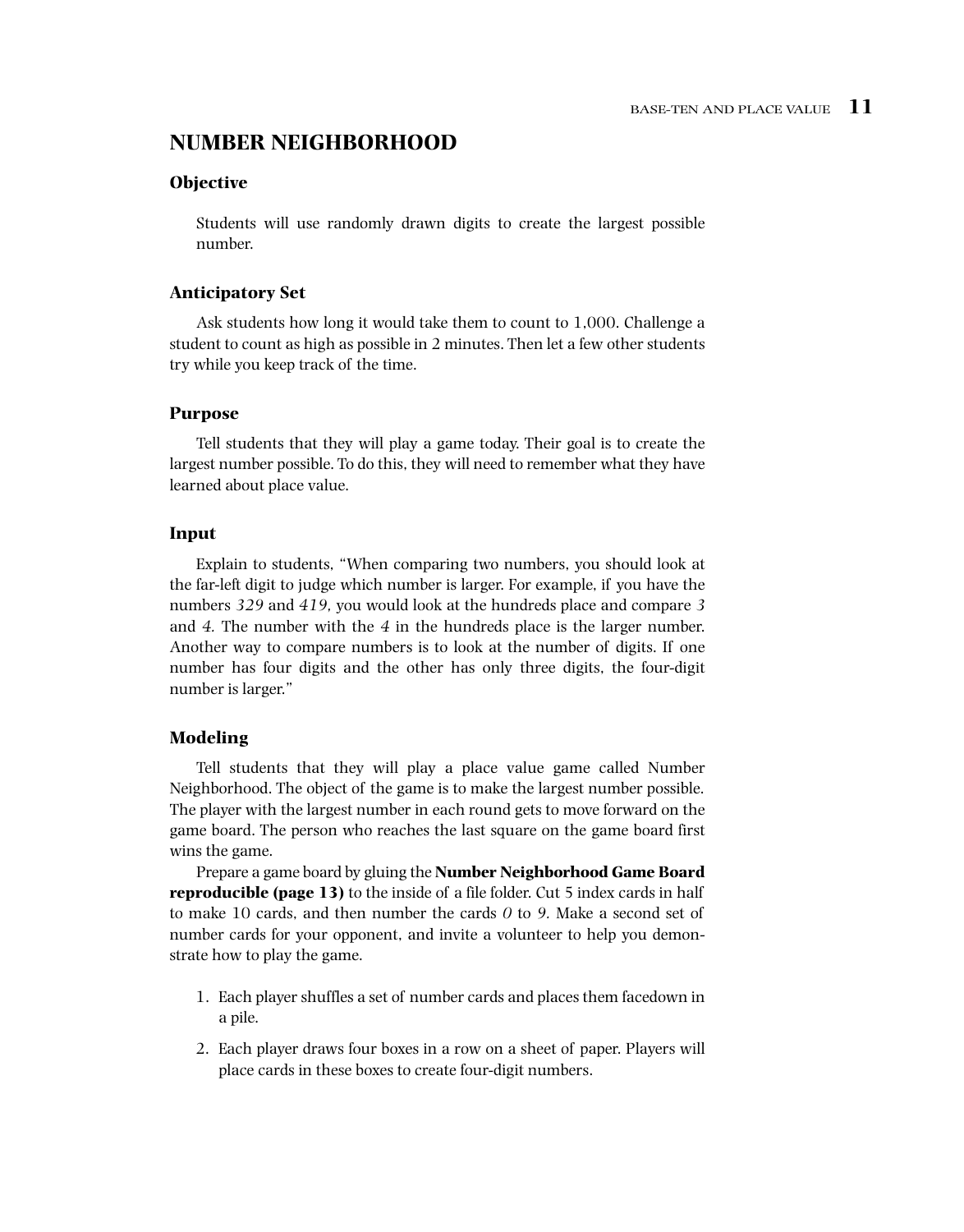## NUMBER NEIGHBORHOOD

### Objective

Students will use randomly drawn digits to create the largest possible number.

### Anticipatory Set

Ask students how long it would take them to count to 1,000. Challenge a student to count as high as possible in 2 minutes. Then let a few other students try while you keep track of the time.

### Purpose

Tell students that they will play a game today. Their goal is to create the largest number possible. To do this, they will need to remember what they have learned about place value.

### Input

Explain to students, "When comparing two numbers, you should look at the far-left digit to judge which number is larger. For example, if you have the numbers *329* and *419,* you would look at the hundreds place and compare *3* and *4.* The number with the *4* in the hundreds place is the larger number. Another way to compare numbers is to look at the number of digits. If one number has four digits and the other has only three digits, the four-digit number is larger."

### Modeling

Tell students that they will play a place value game called Number Neighborhood. The object of the game is to make the largest number possible. The player with the largest number in each round gets to move forward on the game board. The person who reaches the last square on the game board first wins the game.

Prepare a game board by gluing the **Number Neighborhood Game Board reproducible (page 13)** to the inside of a file folder. Cut 5 index cards in half to make 10 cards, and then number the cards *0* to *9.* Make a second set of number cards for your opponent, and invite a volunteer to help you demonstrate how to play the game.

1. Each player shuffles a set of number cards and places them facedown in a pile.
2. Each player draws four boxes in a row on a sheet of paper. Players will place cards in these boxes to create four-digit numbers.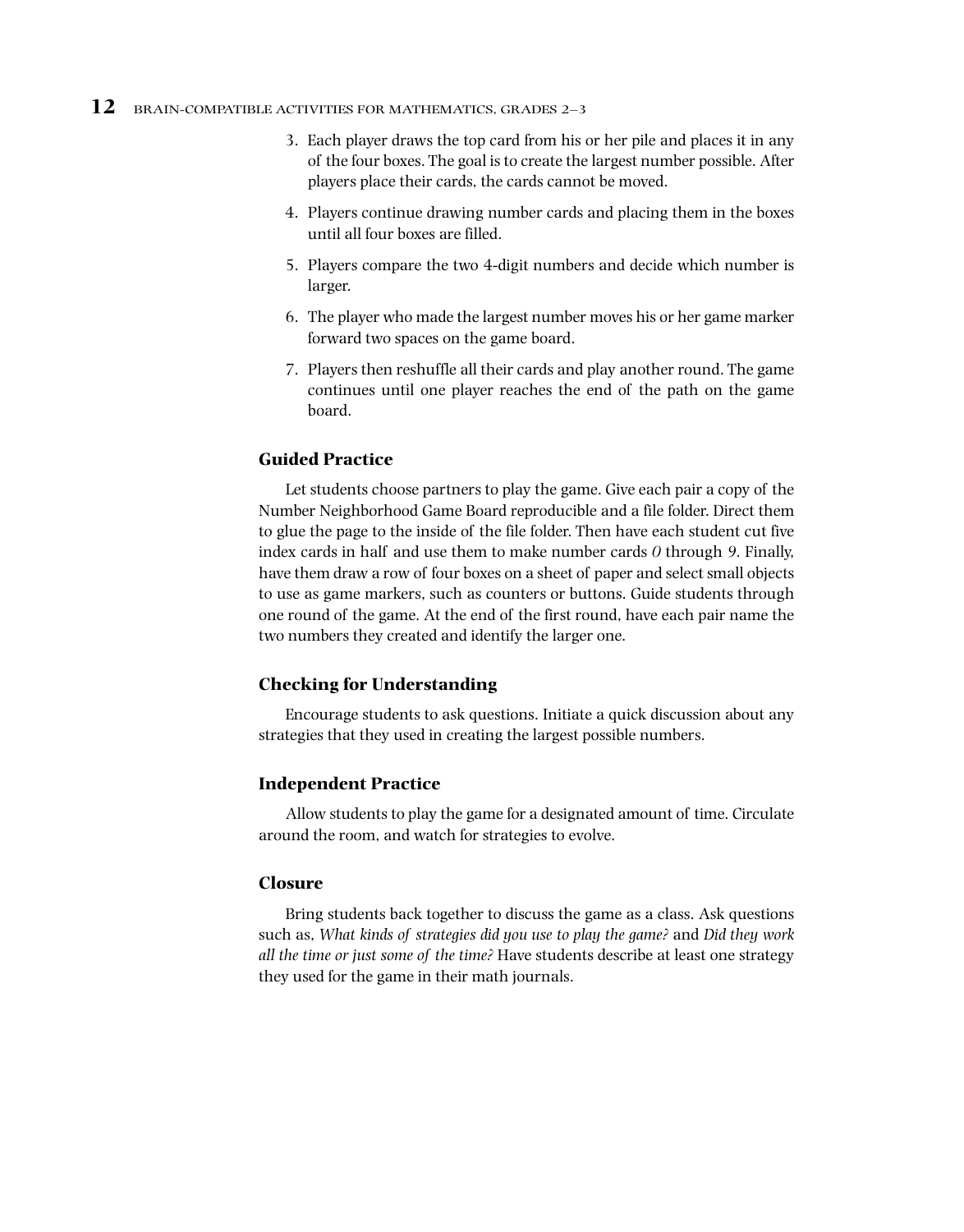3. Each player draws the top card from his or her pile and places it in any of the four boxes. The goal is to create the largest number possible. After players place their cards, the cards cannot be moved.
4. Players continue drawing number cards and placing them in the boxes until all four boxes are filled.
5. Players compare the two 4-digit numbers and decide which number is larger.
6. The player who made the largest number moves his or her game marker forward two spaces on the game board.
7. Players then reshuffle all their cards and play another round. The game continues until one player reaches the end of the path on the game board.

### Guided Practice

Let students choose partners to play the game. Give each pair a copy of the Number Neighborhood Game Board reproducible and a file folder. Direct them to glue the page to the inside of the file folder. Then have each student cut five index cards in half and use them to make number cards *0* through *9*. Finally, have them draw a row of four boxes on a sheet of paper and select small objects to use as game markers, such as counters or buttons. Guide students through one round of the game. At the end of the first round, have each pair name the two numbers they created and identify the larger one.

### Checking for Understanding

Encourage students to ask questions. Initiate a quick discussion about any strategies that they used in creating the largest possible numbers.

### Independent Practice

Allow students to play the game for a designated amount of time. Circulate around the room, and watch for strategies to evolve.

### Closure

Bring students back together to discuss the game as a class. Ask questions such as, *What kinds of strategies did you use to play the game?* and *Did they work all the time or just some of the time?* Have students describe at least one strategy they used for the game in their math journals.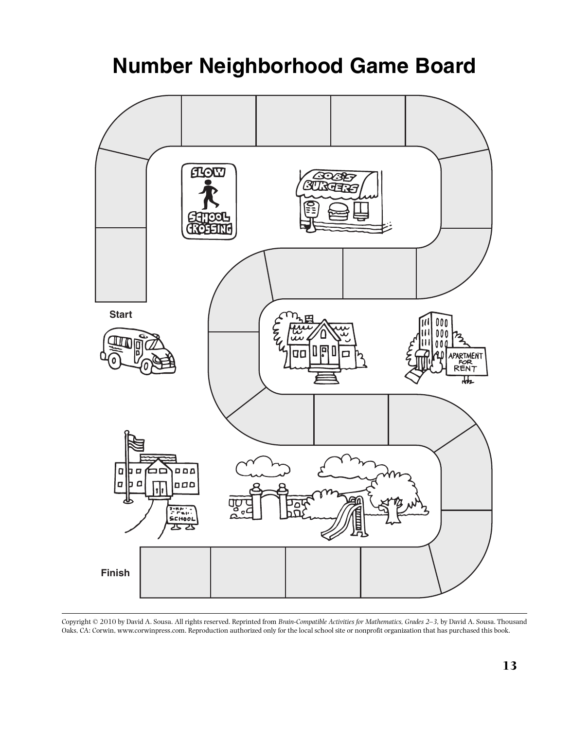# Number Neighborhood Game Board

Start

Finish

Copyright © 2010 by David A. Sousa. All rights reserved. Reprinted from *Brain-Compatible Activities for Mathematics, Grades 2–3,* by David A. Sousa. Thousand Oaks, CA: Corwin, www.corwinpress.com. Reproduction authorized only for the local school site or nonprofit organization that has purchased this book.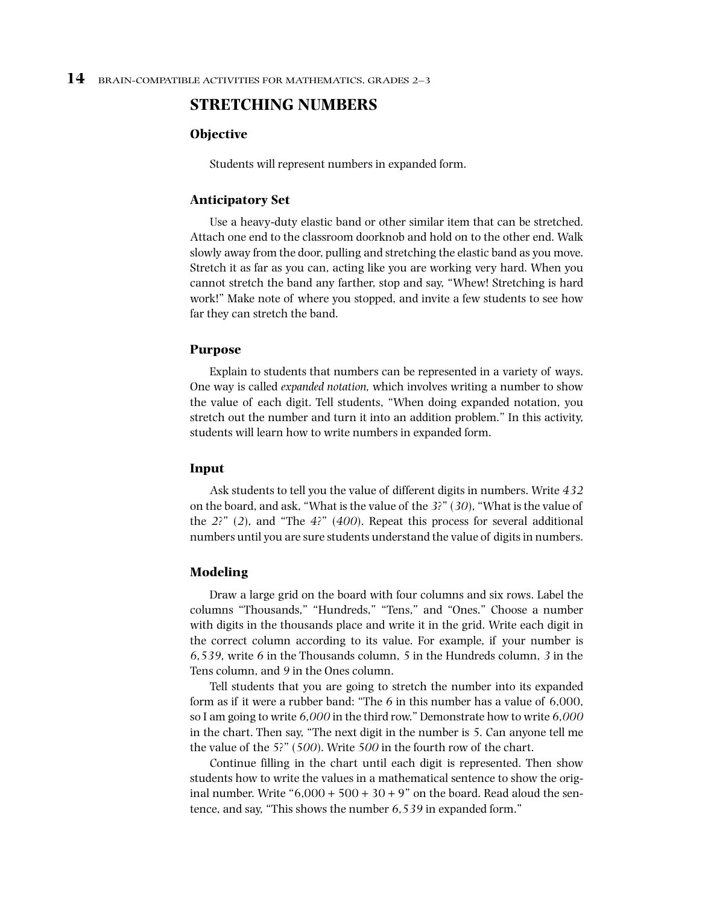## STRETCHING NUMBERS

### Objective

Students will represent numbers in expanded form.

### Anticipatory Set

Use a heavy-duty elastic band or other similar item that can be stretched. Attach one end to the classroom doorknob and hold on to the other end. Walk slowly away from the door, pulling and stretching the elastic band as you move. Stretch it as far as you can, acting like you are working very hard. When you cannot stretch the band any farther, stop and say, "Whew! Stretching is hard work!" Make note of where you stopped, and invite a few students to see how far they can stretch the band.

### Purpose

Explain to students that numbers can be represented in a variety of ways. One way is called *expanded notation,* which involves writing a number to show the value of each digit. Tell students, "When doing expanded notation, you stretch out the number and turn it into an addition problem." In this activity, students will learn how to write numbers in expanded form.

### Input

Ask students to tell you the value of different digits in numbers. Write *432* on the board, and ask, "What is the value of the *3*?" (*30*), "What is the value of the *2*?" (*2*), and "The *4*?" (*400*). Repeat this process for several additional numbers until you are sure students understand the value of digits in numbers.

### Modeling

Draw a large grid on the board with four columns and six rows. Label the columns "Thousands," "Hundreds," "Tens," and "Ones." Choose a number with digits in the thousands place and write it in the grid. Write each digit in the correct column according to its value. For example, if your number is *6,539,* write *6* in the Thousands column, *5* in the Hundreds column, *3* in the Tens column, and *9* in the Ones column.

Tell students that you are going to stretch the number into its expanded form as if it were a rubber band: "The *6* in this number has a value of 6,000, so I am going to write *6,000* in the third row." Demonstrate how to write *6,000* in the chart. Then say, "The next digit in the number is *5*. Can anyone tell me the value of the *5*?" (*500*). Write *500* in the fourth row of the chart.

Continue filling in the chart until each digit is represented. Then show students how to write the values in a mathematical sentence to show the original number. Write "6,000 + 500 + 30 + 9" on the board. Read aloud the sentence, and say, "This shows the number *6,539* in expanded form."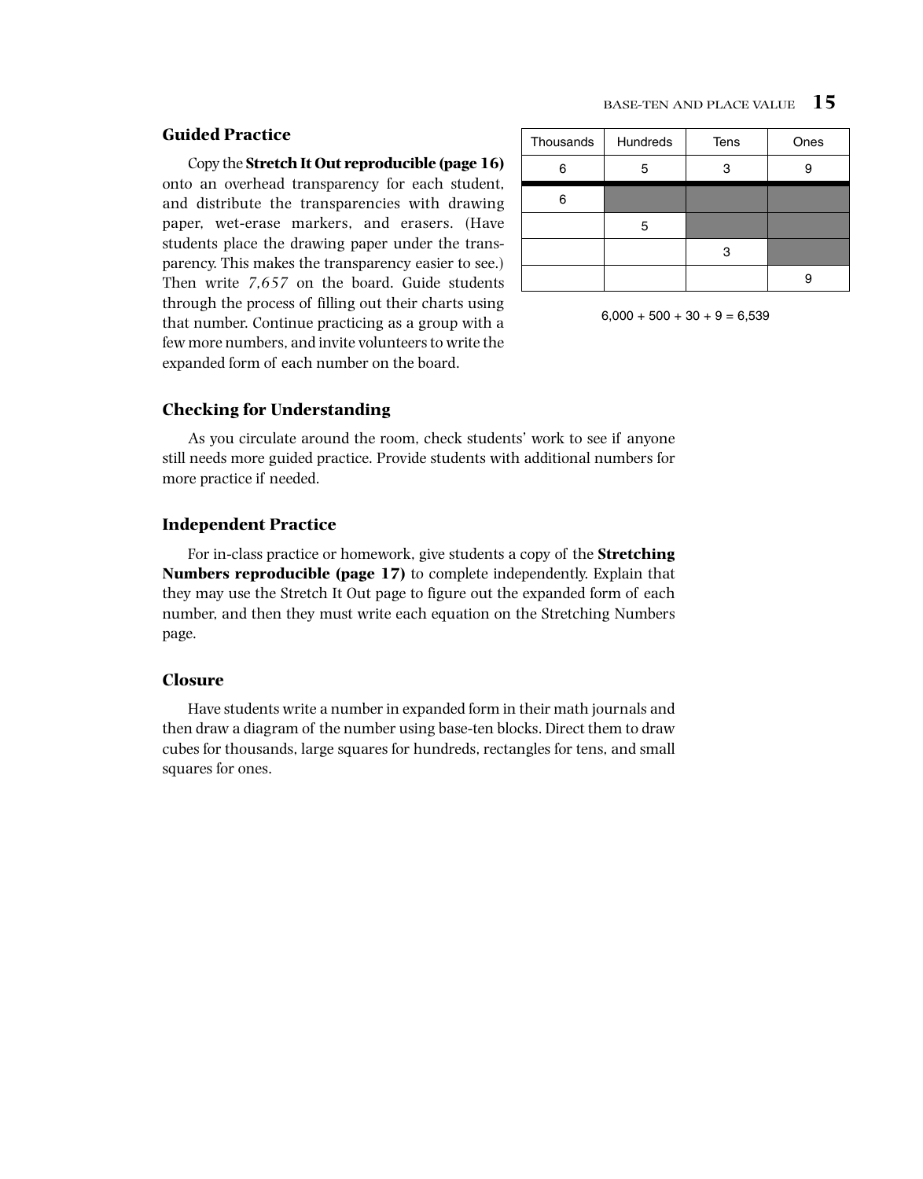### Guided Practice

Copy the **Stretch It Out reproducible (page 16)** onto an overhead transparency for each student, and distribute the transparencies with drawing paper, wet-erase markers, and erasers. (Have students place the drawing paper under the transparency. This makes the transparency easier to see.) Then write *7,657* on the board. Guide students through the process of filling out their charts using that number. Continue practicing as a group with a few more numbers, and invite volunteers to write the expanded form of each number on the board.

| Thousands | Hundreds | Tens | Ones |
|---|---|---|---|
| 6 | 5 | 3 | 9 |
| 6 | | | |
| | 5 | | |
| | | 3 | |
| | | | 9 |

6,000 + 500 + 30 + 9 = 6,539

### Checking for Understanding

As you circulate around the room, check students' work to see if anyone still needs more guided practice. Provide students with additional numbers for more practice if needed.

### Independent Practice

For in-class practice or homework, give students a copy of the **Stretching Numbers reproducible (page 17)** to complete independently. Explain that they may use the Stretch It Out page to figure out the expanded form of each number, and then they must write each equation on the Stretching Numbers page.

### Closure

Have students write a number in expanded form in their math journals and then draw a diagram of the number using base-ten blocks. Direct them to draw cubes for thousands, large squares for hundreds, rectangles for tens, and small squares for ones.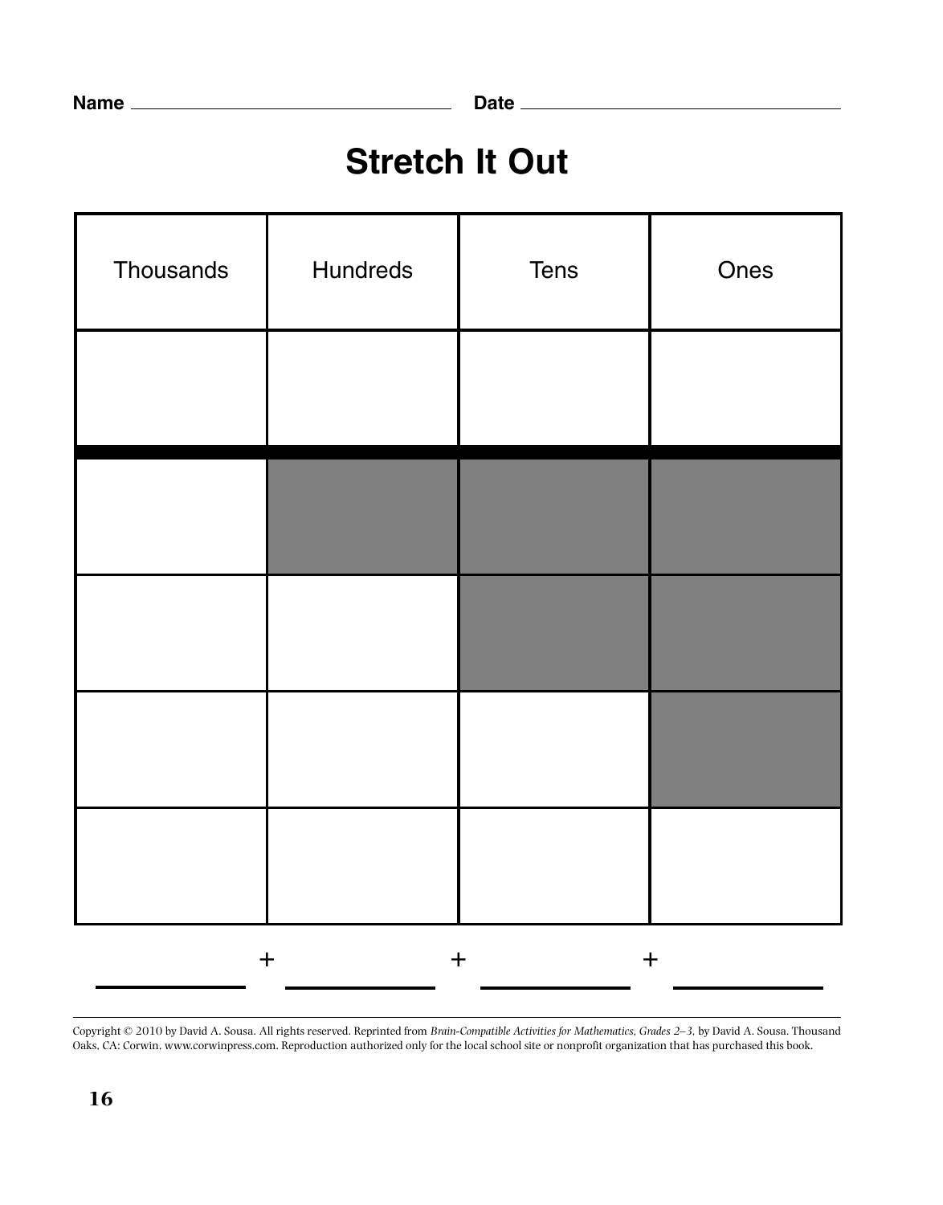Name ______________________ Date ______________________

# Stretch It Out

| Thousands | Hundreds | Tens | Ones |
|---|---|---|---|
| | | | |
| | | | |
| | | | |
| | | | |
| | | | |

______ + ______ + ______ + ______

Copyright © 2010 by David A. Sousa. All rights reserved. Reprinted from *Brain-Compatible Activities for Mathematics, Grades 2–3*, by David A. Sousa. Thousand Oaks, CA: Corwin, www.corwinpress.com. Reproduction authorized only for the local school site or nonprofit organization that has purchased this book.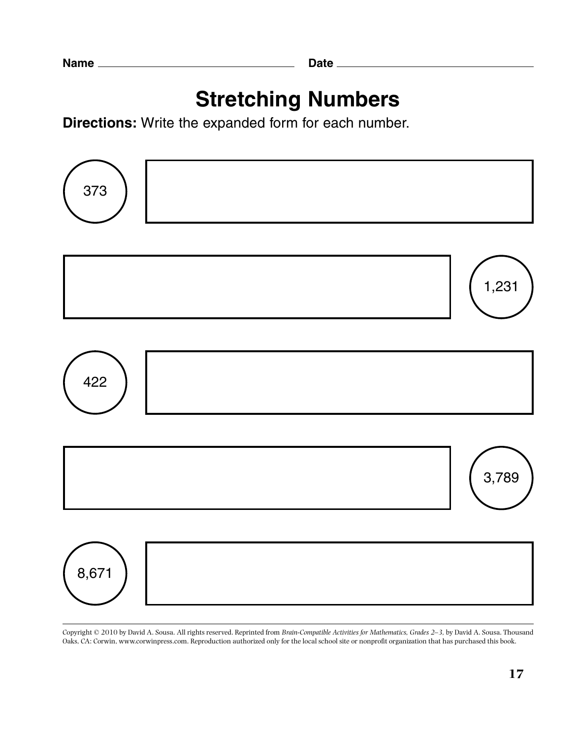Name ______________________ Date ______________________

# Stretching Numbers

**Directions:** Write the expanded form for each number.

373

1,231

422

3,789

8,671

Copyright © 2010 by David A. Sousa. All rights reserved. Reprinted from *Brain-Compatible Activities for Mathematics, Grades 2–3,* by David A. Sousa. Thousand Oaks, CA: Corwin, www.corwinpress.com. Reproduction authorized only for the local school site or nonprofit organization that has purchased this book.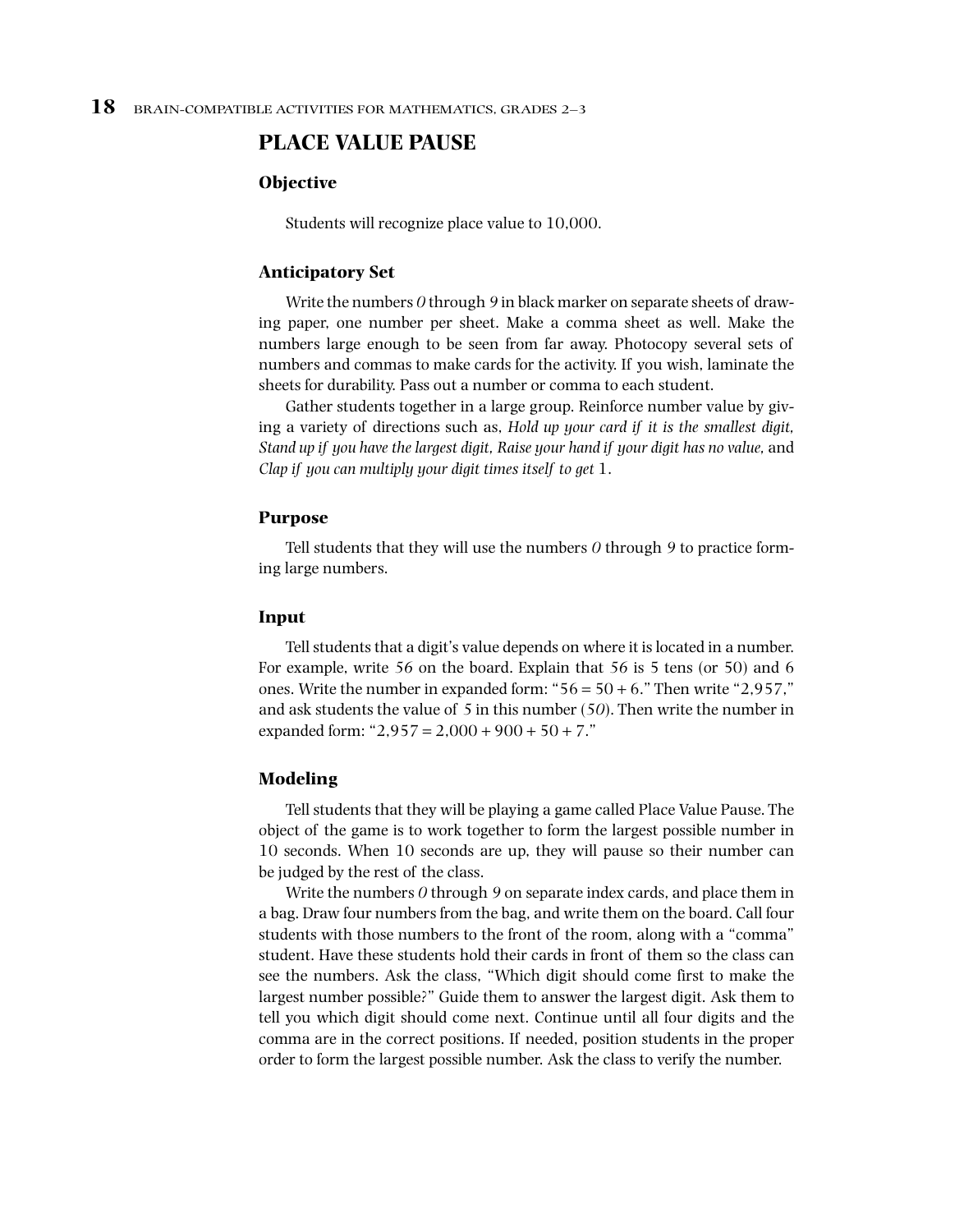## PLACE VALUE PAUSE

### Objective

Students will recognize place value to 10,000.

### Anticipatory Set

Write the numbers *0* through *9* in black marker on separate sheets of drawing paper, one number per sheet. Make a comma sheet as well. Make the numbers large enough to be seen from far away. Photocopy several sets of numbers and commas to make cards for the activity. If you wish, laminate the sheets for durability. Pass out a number or comma to each student.

Gather students together in a large group. Reinforce number value by giving a variety of directions such as, *Hold up your card if it is the smallest digit, Stand up if you have the largest digit, Raise your hand if your digit has no value,* and *Clap if you can multiply your digit times itself to get* 1.

### Purpose

Tell students that they will use the numbers *0* through *9* to practice forming large numbers.

### Input

Tell students that a digit's value depends on where it is located in a number. For example, write 56 on the board. Explain that 56 is 5 tens (or 50) and 6 ones. Write the number in expanded form: "$56 = 50 + 6$." Then write "2,957," and ask students the value of 5 in this number (*50*). Then write the number in expanded form: "$2{,}957 = 2{,}000 + 900 + 50 + 7$."

### Modeling

Tell students that they will be playing a game called Place Value Pause. The object of the game is to work together to form the largest possible number in 10 seconds. When 10 seconds are up, they will pause so their number can be judged by the rest of the class.

Write the numbers *0* through *9* on separate index cards, and place them in a bag. Draw four numbers from the bag, and write them on the board. Call four students with those numbers to the front of the room, along with a "comma" student. Have these students hold their cards in front of them so the class can see the numbers. Ask the class, "Which digit should come first to make the largest number possible?" Guide them to answer the largest digit. Ask them to tell you which digit should come next. Continue until all four digits and the comma are in the correct positions. If needed, position students in the proper order to form the largest possible number. Ask the class to verify the number.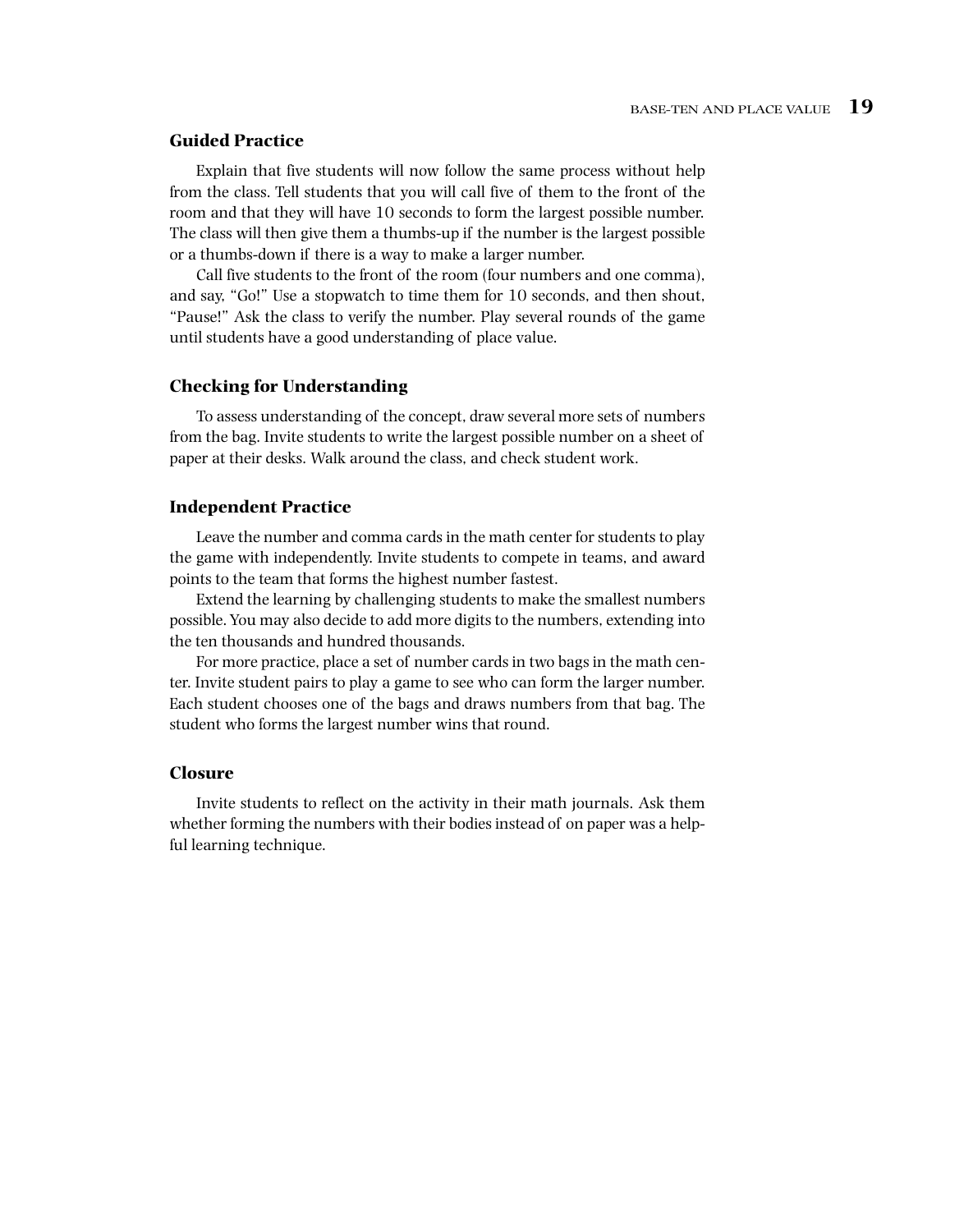### Guided Practice

Explain that five students will now follow the same process without help from the class. Tell students that you will call five of them to the front of the room and that they will have 10 seconds to form the largest possible number. The class will then give them a thumbs-up if the number is the largest possible or a thumbs-down if there is a way to make a larger number.

Call five students to the front of the room (four numbers and one comma), and say, "Go!" Use a stopwatch to time them for 10 seconds, and then shout, "Pause!" Ask the class to verify the number. Play several rounds of the game until students have a good understanding of place value.

### Checking for Understanding

To assess understanding of the concept, draw several more sets of numbers from the bag. Invite students to write the largest possible number on a sheet of paper at their desks. Walk around the class, and check student work.

### Independent Practice

Leave the number and comma cards in the math center for students to play the game with independently. Invite students to compete in teams, and award points to the team that forms the highest number fastest.

Extend the learning by challenging students to make the smallest numbers possible. You may also decide to add more digits to the numbers, extending into the ten thousands and hundred thousands.

For more practice, place a set of number cards in two bags in the math center. Invite student pairs to play a game to see who can form the larger number. Each student chooses one of the bags and draws numbers from that bag. The student who forms the largest number wins that round.

### Closure

Invite students to reflect on the activity in their math journals. Ask them whether forming the numbers with their bodies instead of on paper was a helpful learning technique.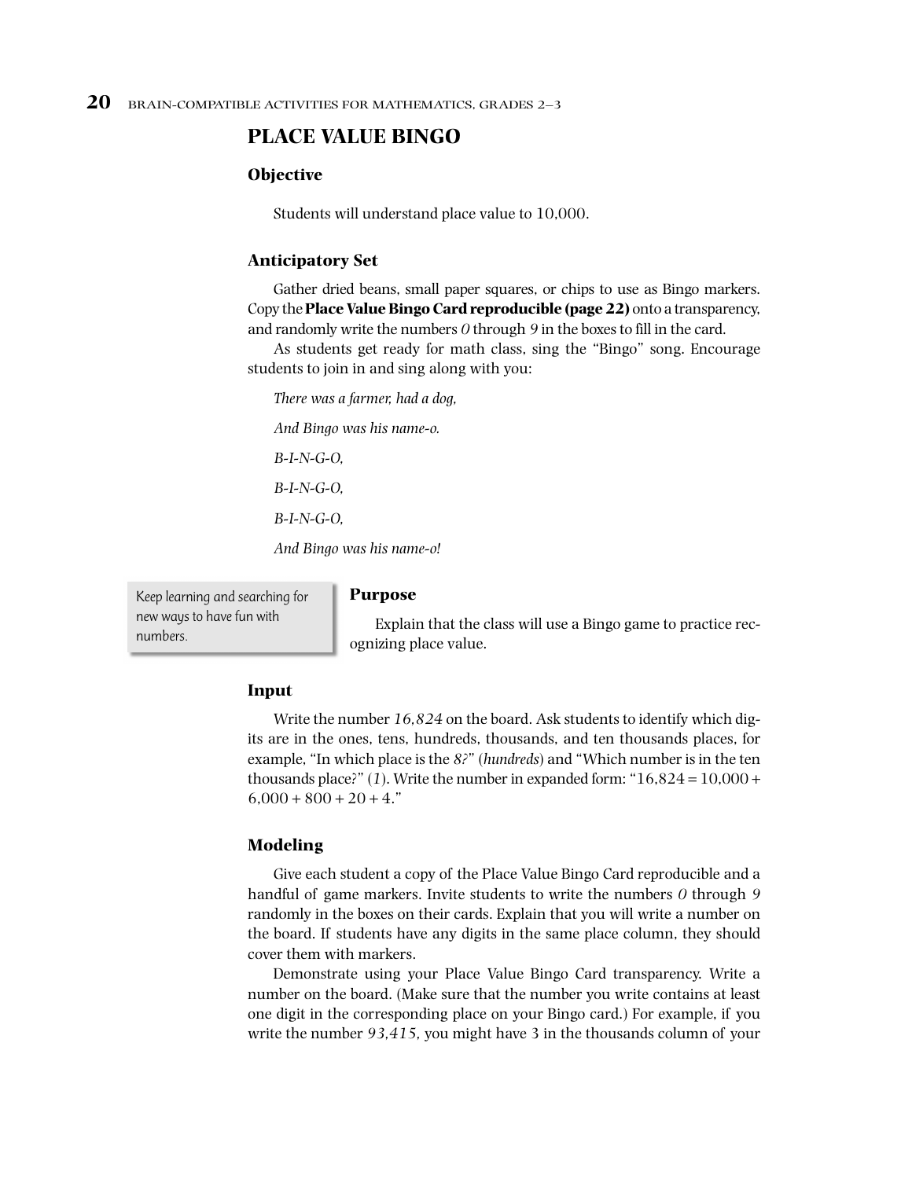# PLACE VALUE BINGO

## Objective

Students will understand place value to 10,000.

## Anticipatory Set

Gather dried beans, small paper squares, or chips to use as Bingo markers. Copy the **Place Value Bingo Card reproducible (page 22)** onto a transparency, and randomly write the numbers *0* through *9* in the boxes to fill in the card.

As students get ready for math class, sing the "Bingo" song. Encourage students to join in and sing along with you:

*There was a farmer, had a dog,*

*And Bingo was his name-o.*

*B-I-N-G-O,*

*B-I-N-G-O,*

*B-I-N-G-O,*

*And Bingo was his name-o!*

> Keep learning and searching for new ways to have fun with numbers.

## Purpose

Explain that the class will use a Bingo game to practice recognizing place value.

## Input

Write the number *16,824* on the board. Ask students to identify which digits are in the ones, tens, hundreds, thousands, and ten thousands places, for example, "In which place is the *8?*" (*hundreds*) and "Which number is in the ten thousands place?" (*1*). Write the number in expanded form: "16,824 = 10,000 + 6,000 + 800 + 20 + 4."

## Modeling

Give each student a copy of the Place Value Bingo Card reproducible and a handful of game markers. Invite students to write the numbers *0* through *9* randomly in the boxes on their cards. Explain that you will write a number on the board. If students have any digits in the same place column, they should cover them with markers.

Demonstrate using your Place Value Bingo Card transparency. Write a number on the board. (Make sure that the number you write contains at least one digit in the corresponding place on your Bingo card.) For example, if you write the number *93,415*, you might have 3 in the thousands column of your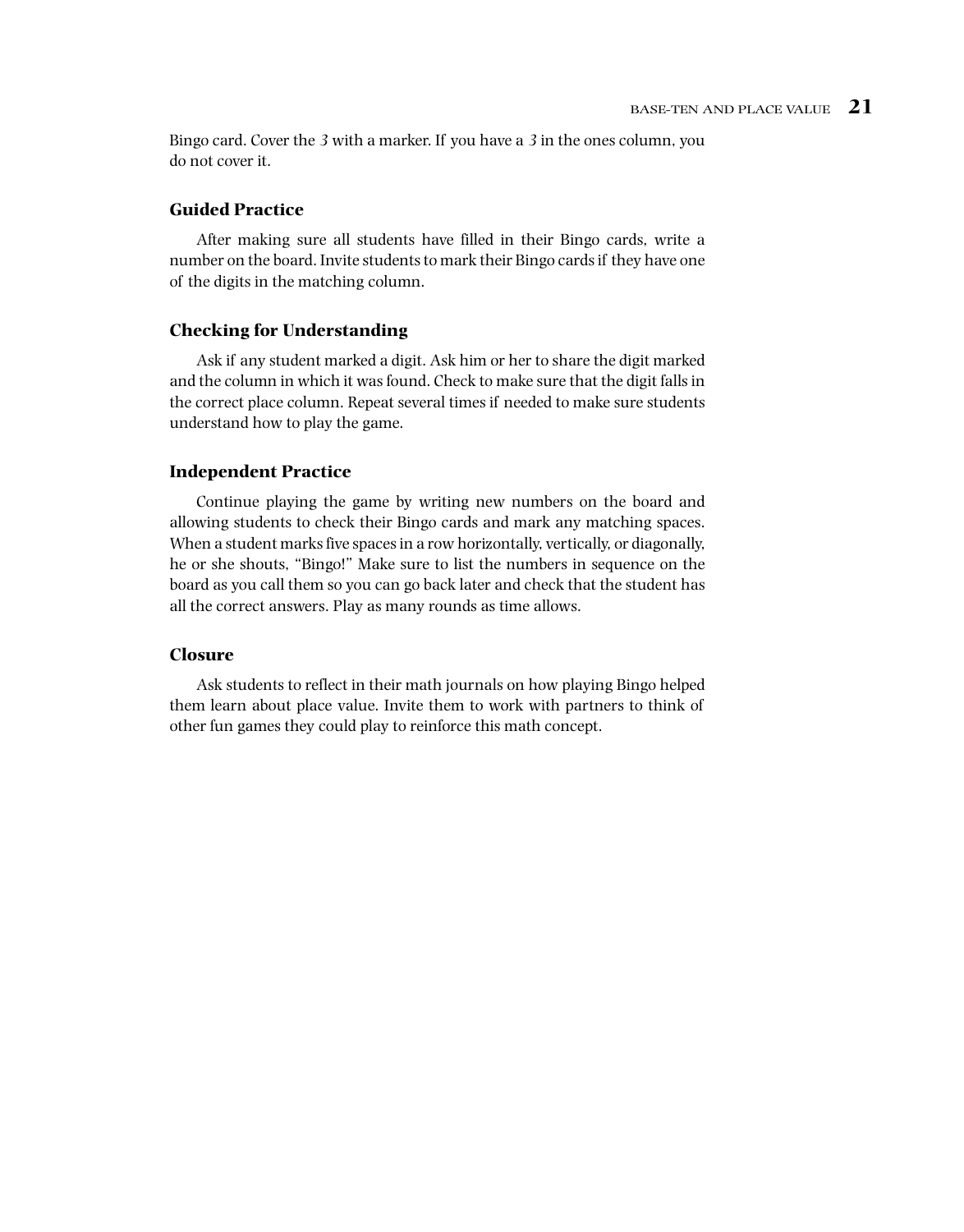Bingo card. Cover the *3* with a marker. If you have a *3* in the ones column, you do not cover it.

### Guided Practice

After making sure all students have filled in their Bingo cards, write a number on the board. Invite students to mark their Bingo cards if they have one of the digits in the matching column.

### Checking for Understanding

Ask if any student marked a digit. Ask him or her to share the digit marked and the column in which it was found. Check to make sure that the digit falls in the correct place column. Repeat several times if needed to make sure students understand how to play the game.

### Independent Practice

Continue playing the game by writing new numbers on the board and allowing students to check their Bingo cards and mark any matching spaces. When a student marks five spaces in a row horizontally, vertically, or diagonally, he or she shouts, "Bingo!" Make sure to list the numbers in sequence on the board as you call them so you can go back later and check that the student has all the correct answers. Play as many rounds as time allows.

### Closure

Ask students to reflect in their math journals on how playing Bingo helped them learn about place value. Invite them to work with partners to think of other fun games they could play to reinforce this math concept.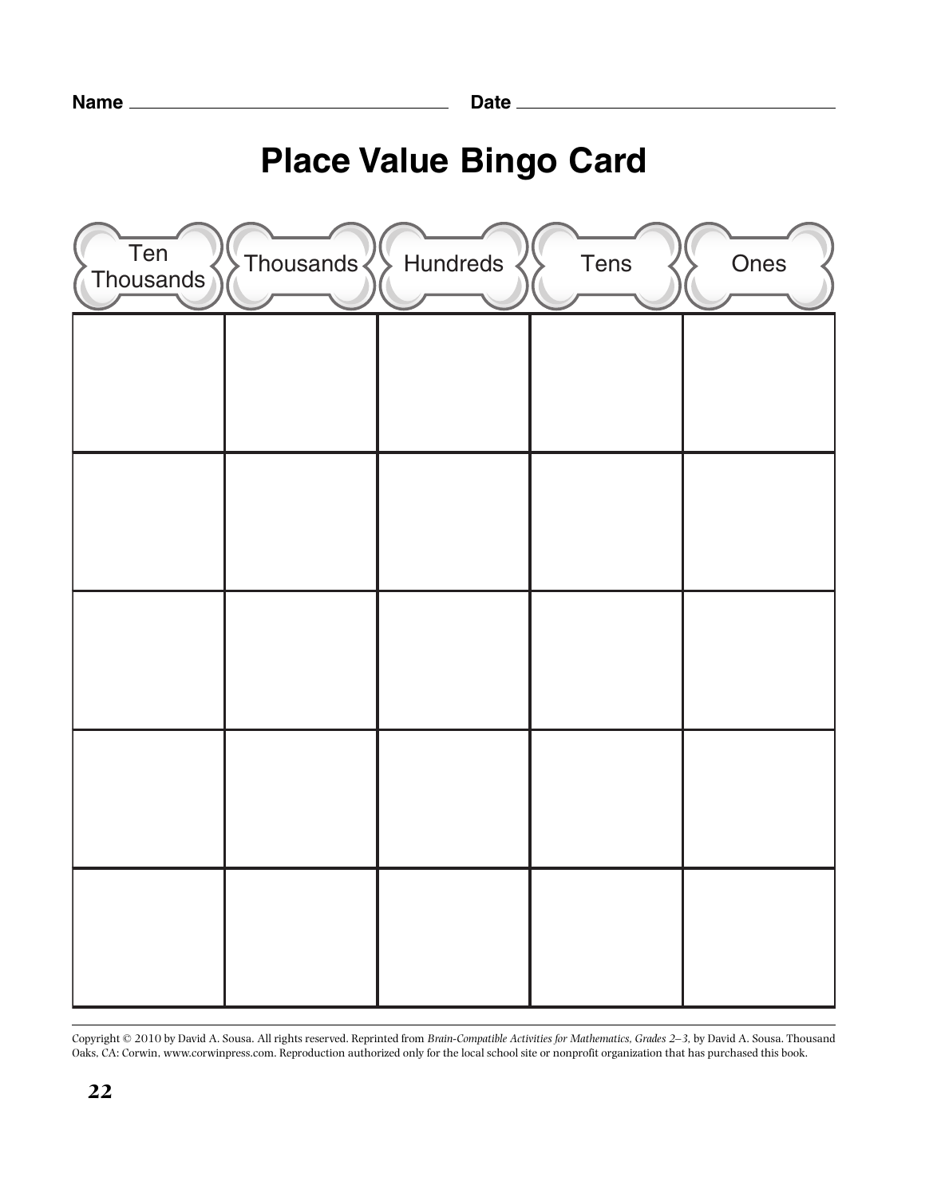Name ______________________________ Date ______________________________

# Place Value Bingo Card

| Ten Thousands | Thousands | Hundreds | Tens | Ones |
|---|---|---|---|---|
| | | | | |
| | | | | |
| | | | | |
| | | | | |
| | | | | |

Copyright © 2010 by David A. Sousa. All rights reserved. Reprinted from *Brain-Compatible Activities for Mathematics, Grades 2–3,* by David A. Sousa. Thousand Oaks, CA: Corwin, www.corwinpress.com. Reproduction authorized only for the local school site or nonprofit organization that has purchased this book.